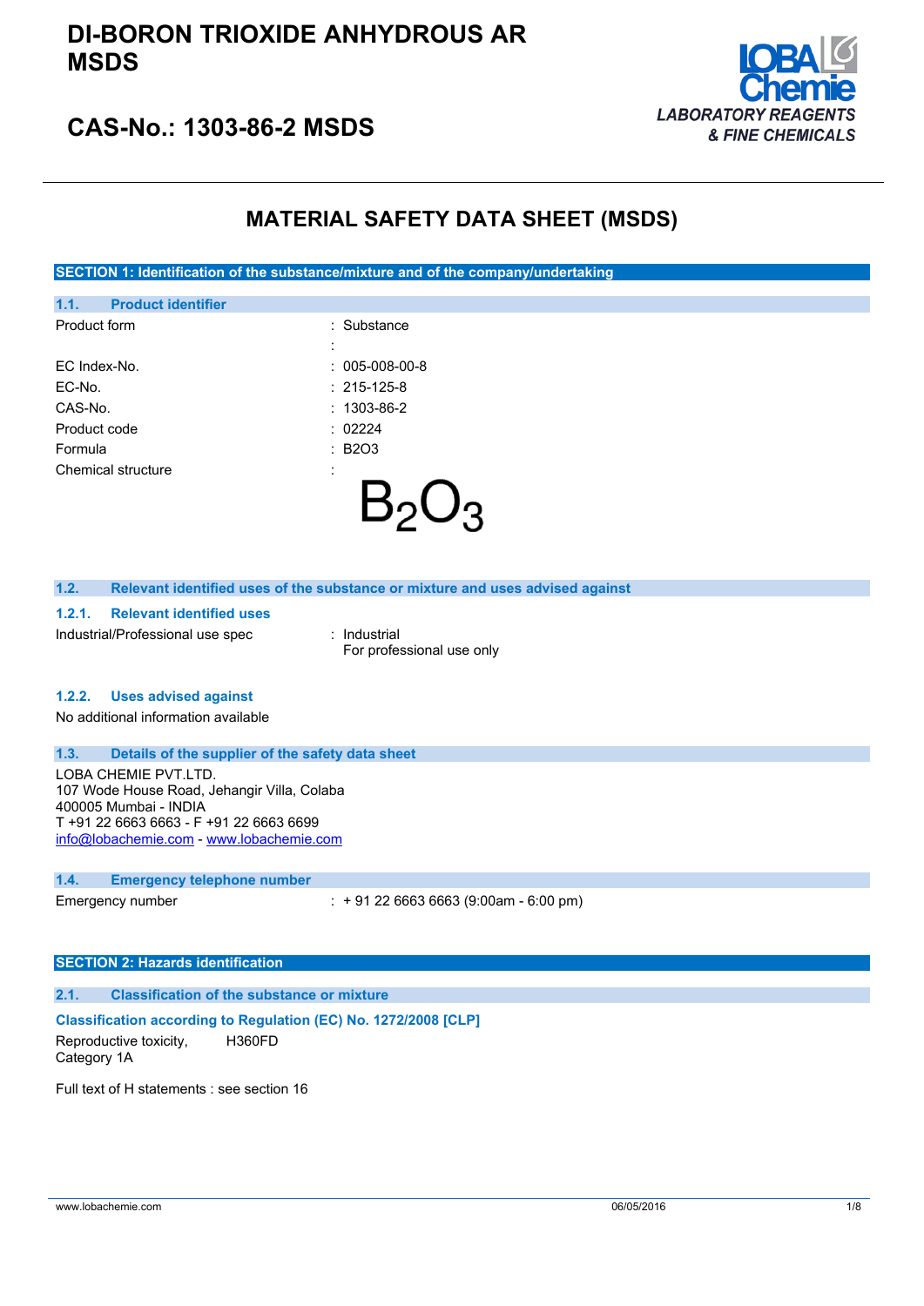# DI-BORON TRIOXIDE ANHYDROUS AR MSDS

## CAS-No.: 1303-86-2 MSDS

LOBA Chemie
*LABORATORY REAGENTS & FINE CHEMICALS*

# MATERIAL SAFETY DATA SHEET (MSDS)

## SECTION 1: Identification of the substance/mixture and of the company/undertaking

### 1.1. Product identifier

| | |
|---|---|
| Product form | : Substance |
| | : |
| EC Index-No. | : 005-008-00-8 |
| EC-No. | : 215-125-8 |
| CAS-No. | : 1303-86-2 |
| Product code | : 02224 |
| Formula | : B2O3 |
| Chemical structure | : $B_2O_3$ |

### 1.2. Relevant identified uses of the substance or mixture and uses advised against

#### 1.2.1. Relevant identified uses

Industrial/Professional use spec : Industrial
For professional use only

#### 1.2.2. Uses advised against

No additional information available

### 1.3. Details of the supplier of the safety data sheet

LOBA CHEMIE PVT.LTD.
107 Wode House Road, Jehangir Villa, Colaba
400005 Mumbai - INDIA
T +91 22 6663 6663 - F +91 22 6663 6699
info@lobachemie.com - www.lobachemie.com

### 1.4. Emergency telephone number

Emergency number : + 91 22 6663 6663 (9:00am - 6:00 pm)

## SECTION 2: Hazards identification

### 2.1. Classification of the substance or mixture

**Classification according to Regulation (EC) No. 1272/2008 [CLP]**

| | |
|---|---|
| Reproductive toxicity, Category 1A | H360FD |

Full text of H statements : see section 16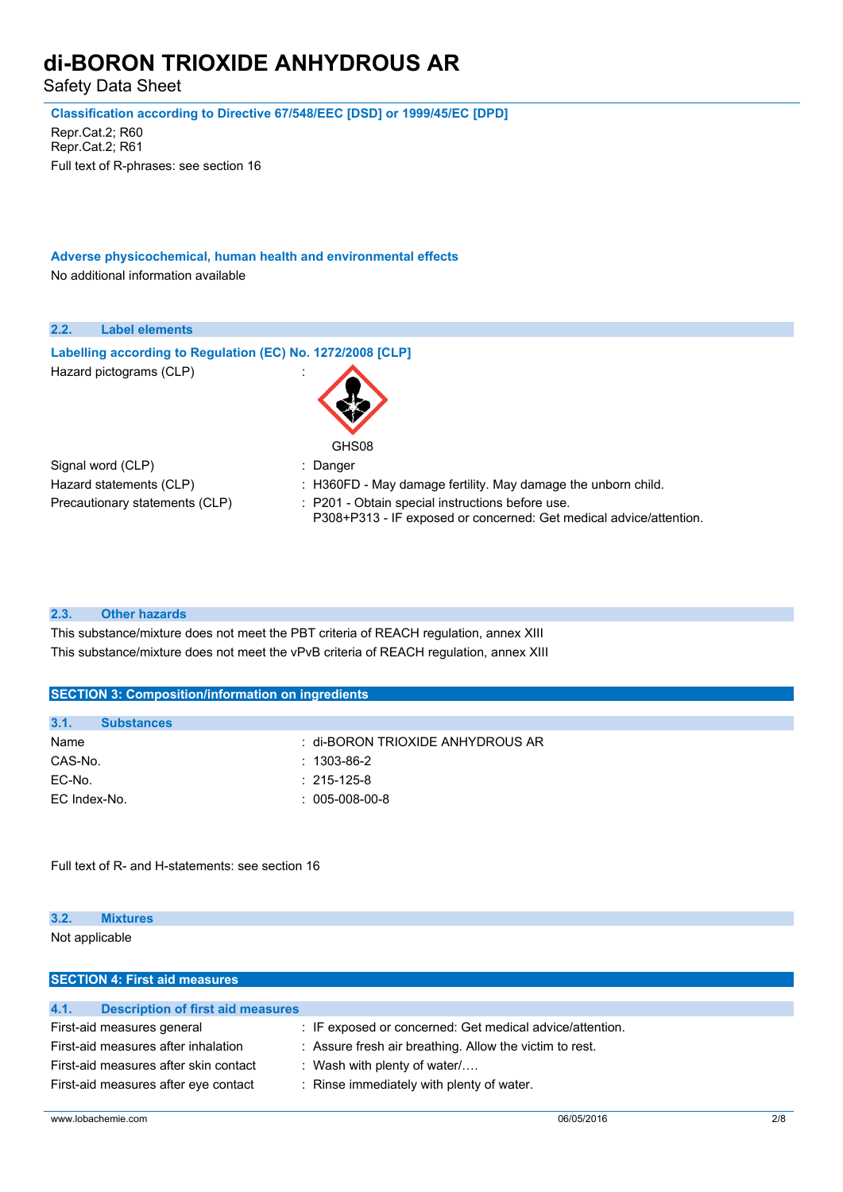**Classification according to Directive 67/548/EEC [DSD] or 1999/45/EC [DPD]**

Repr.Cat.2; R60
Repr.Cat.2; R61

Full text of R-phrases: see section 16

**Adverse physicochemical, human health and environmental effects**

No additional information available

### 2.2. Label elements

**Labelling according to Regulation (EC) No. 1272/2008 [CLP]**

Hazard pictograms (CLP) :

GHS08

| | |
|---|---|
| Signal word (CLP) | : Danger |
| Hazard statements (CLP) | : H360FD - May damage fertility. May damage the unborn child. |
| Precautionary statements (CLP) | : P201 - Obtain special instructions before use.<br>P308+P313 - IF exposed or concerned: Get medical advice/attention. |

### 2.3. Other hazards

This substance/mixture does not meet the PBT criteria of REACH regulation, annex XIII

This substance/mixture does not meet the vPvB criteria of REACH regulation, annex XIII

## SECTION 3: Composition/information on ingredients

### 3.1. Substances

| | |
|---|---|
| Name | : di-BORON TRIOXIDE ANHYDROUS AR |
| CAS-No. | : 1303-86-2 |
| EC-No. | : 215-125-8 |
| EC Index-No. | : 005-008-00-8 |

Full text of R- and H-statements: see section 16

### 3.2. Mixtures

Not applicable

## SECTION 4: First aid measures

### 4.1. Description of first aid measures

| | |
|---|---|
| First-aid measures general | : IF exposed or concerned: Get medical advice/attention. |
| First-aid measures after inhalation | : Assure fresh air breathing. Allow the victim to rest. |
| First-aid measures after skin contact | : Wash with plenty of water/…. |
| First-aid measures after eye contact | : Rinse immediately with plenty of water. |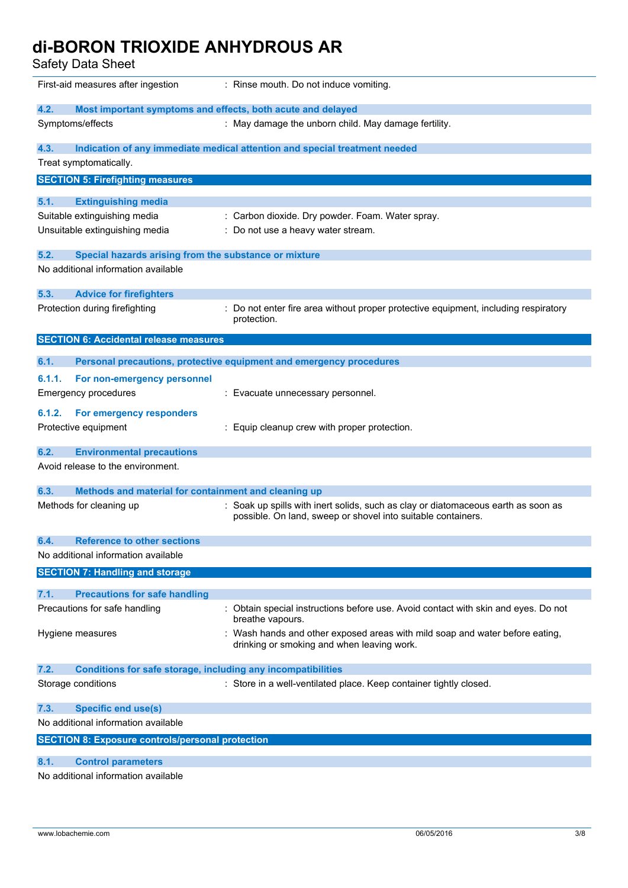| | |
|---|---|
| First-aid measures after ingestion | : Rinse mouth. Do not induce vomiting. |

### 4.2. Most important symptoms and effects, both acute and delayed

| | |
|---|---|
| Symptoms/effects | : May damage the unborn child. May damage fertility. |

### 4.3. Indication of any immediate medical attention and special treatment needed

Treat symptomatically.

## SECTION 5: Firefighting measures

### 5.1. Extinguishing media

| | |
|---|---|
| Suitable extinguishing media | : Carbon dioxide. Dry powder. Foam. Water spray. |
| Unsuitable extinguishing media | : Do not use a heavy water stream. |

### 5.2. Special hazards arising from the substance or mixture

No additional information available

### 5.3. Advice for firefighters

| | |
|---|---|
| Protection during firefighting | : Do not enter fire area without proper protective equipment, including respiratory protection. |

## SECTION 6: Accidental release measures

### 6.1. Personal precautions, protective equipment and emergency procedures

#### 6.1.1. For non-emergency personnel

| | |
|---|---|
| Emergency procedures | : Evacuate unnecessary personnel. |

#### 6.1.2. For emergency responders

| | |
|---|---|
| Protective equipment | : Equip cleanup crew with proper protection. |

### 6.2. Environmental precautions

Avoid release to the environment.

### 6.3. Methods and material for containment and cleaning up

| | |
|---|---|
| Methods for cleaning up | : Soak up spills with inert solids, such as clay or diatomaceous earth as soon as possible. On land, sweep or shovel into suitable containers. |

### 6.4. Reference to other sections

No additional information available

## SECTION 7: Handling and storage

### 7.1. Precautions for safe handling

| | |
|---|---|
| Precautions for safe handling | : Obtain special instructions before use. Avoid contact with skin and eyes. Do not breathe vapours. |
| Hygiene measures | : Wash hands and other exposed areas with mild soap and water before eating, drinking or smoking and when leaving work. |

### 7.2. Conditions for safe storage, including any incompatibilities

| | |
|---|---|
| Storage conditions | : Store in a well-ventilated place. Keep container tightly closed. |

### 7.3. Specific end use(s)

No additional information available

## SECTION 8: Exposure controls/personal protection

### 8.1. Control parameters

No additional information available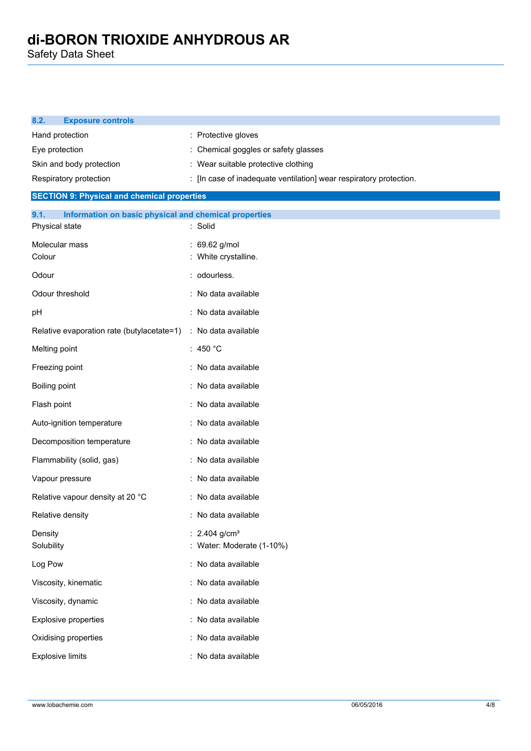### 8.2. Exposure controls

| | |
|---|---|
| Hand protection | : Protective gloves |
| Eye protection | : Chemical goggles or safety glasses |
| Skin and body protection | : Wear suitable protective clothing |
| Respiratory protection | : [In case of inadequate ventilation] wear respiratory protection. |

## SECTION 9: Physical and chemical properties

### 9.1. Information on basic physical and chemical properties

| | |
|---|---|
| Physical state | : Solid |
| Molecular mass | : 69.62 g/mol |
| Colour | : White crystalline. |
| Odour | : odourless. |
| Odour threshold | : No data available |
| pH | : No data available |
| Relative evaporation rate (butylacetate=1) | : No data available |
| Melting point | : 450 °C |
| Freezing point | : No data available |
| Boiling point | : No data available |
| Flash point | : No data available |
| Auto-ignition temperature | : No data available |
| Decomposition temperature | : No data available |
| Flammability (solid, gas) | : No data available |
| Vapour pressure | : No data available |
| Relative vapour density at 20 °C | : No data available |
| Relative density | : No data available |
| Density | : 2.404 g/cm³ |
| Solubility | : Water: Moderate (1-10%) |
| Log Pow | : No data available |
| Viscosity, kinematic | : No data available |
| Viscosity, dynamic | : No data available |
| Explosive properties | : No data available |
| Oxidising properties | : No data available |
| Explosive limits | : No data available |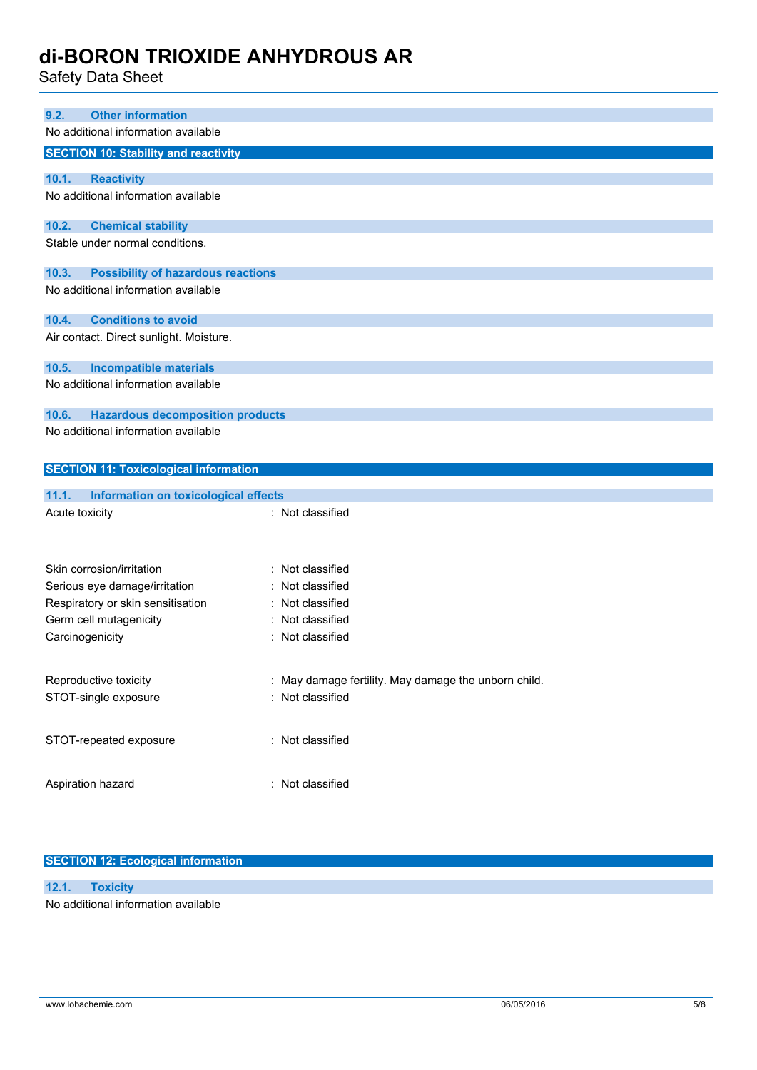### 9.2. Other information

No additional information available

## SECTION 10: Stability and reactivity

### 10.1. Reactivity

No additional information available

### 10.2. Chemical stability

Stable under normal conditions.

### 10.3. Possibility of hazardous reactions

No additional information available

### 10.4. Conditions to avoid

Air contact. Direct sunlight. Moisture.

### 10.5. Incompatible materials

No additional information available

### 10.6. Hazardous decomposition products

No additional information available

## SECTION 11: Toxicological information

### 11.1. Information on toxicological effects

Acute toxicity : Not classified

Skin corrosion/irritation : Not classified

Serious eye damage/irritation : Not classified

Respiratory or skin sensitisation : Not classified

Germ cell mutagenicity : Not classified

Carcinogenicity : Not classified

Reproductive toxicity : May damage fertility. May damage the unborn child.

STOT-single exposure : Not classified

STOT-repeated exposure : Not classified

Aspiration hazard : Not classified

## SECTION 12: Ecological information

### 12.1. Toxicity

No additional information available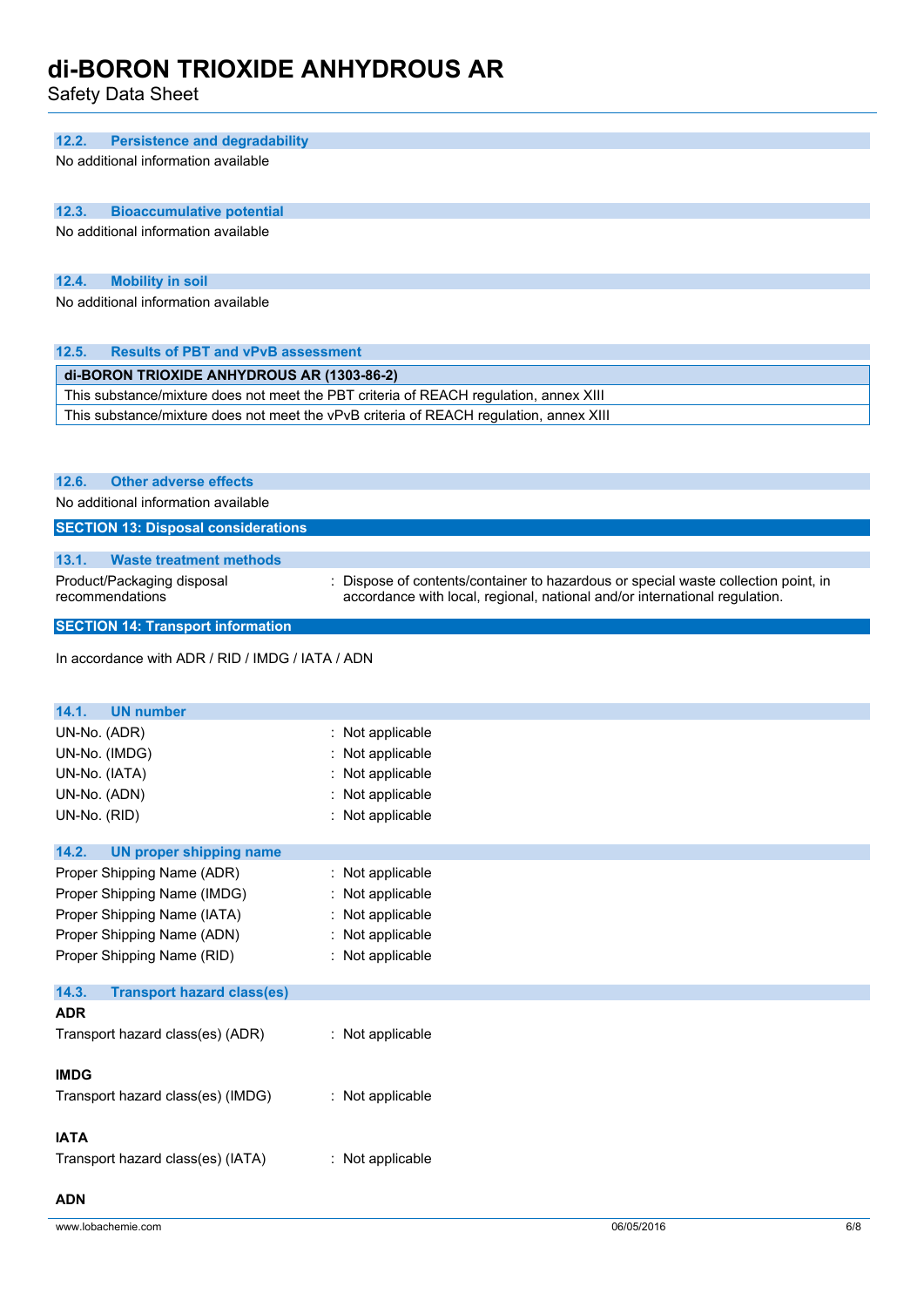### 12.2. Persistence and degradability

No additional information available

### 12.3. Bioaccumulative potential

No additional information available

### 12.4. Mobility in soil

No additional information available

### 12.5. Results of PBT and vPvB assessment

| di-BORON TRIOXIDE ANHYDROUS AR (1303-86-2) |
| --- |
| This substance/mixture does not meet the PBT criteria of REACH regulation, annex XIII |
| This substance/mixture does not meet the vPvB criteria of REACH regulation, annex XIII |

### 12.6. Other adverse effects

No additional information available

## SECTION 13: Disposal considerations

### 13.1. Waste treatment methods

Product/Packaging disposal recommendations : Dispose of contents/container to hazardous or special waste collection point, in accordance with local, regional, national and/or international regulation.

## SECTION 14: Transport information

In accordance with ADR / RID / IMDG / IATA / ADN

### 14.1. UN number

UN-No. (ADR) : Not applicable

UN-No. (IMDG) : Not applicable

UN-No. (IATA) : Not applicable

UN-No. (ADN) : Not applicable

UN-No. (RID) : Not applicable

### 14.2. UN proper shipping name

Proper Shipping Name (ADR) : Not applicable

Proper Shipping Name (IMDG) : Not applicable

Proper Shipping Name (IATA) : Not applicable

Proper Shipping Name (ADN) : Not applicable

Proper Shipping Name (RID) : Not applicable

### 14.3. Transport hazard class(es)

**ADR**

Transport hazard class(es) (ADR) : Not applicable

**IMDG**

Transport hazard class(es) (IMDG) : Not applicable

**IATA**

Transport hazard class(es) (IATA) : Not applicable

**ADN**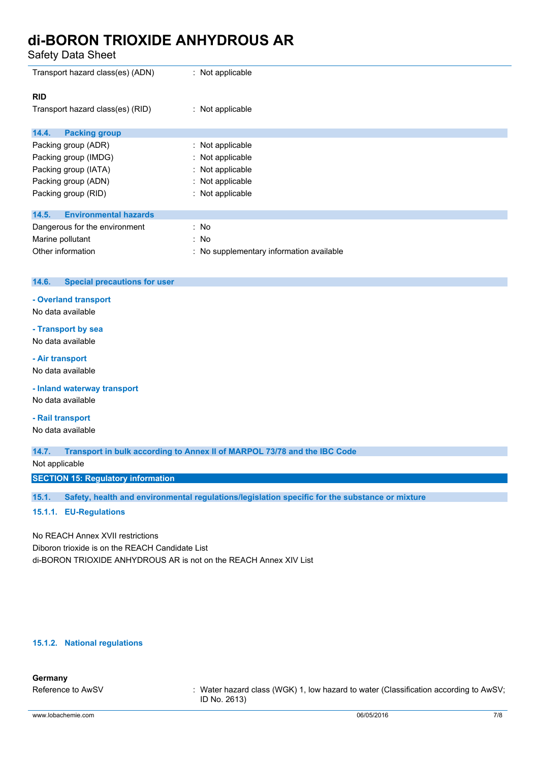| | |
|---|---|
| Transport hazard class(es) (ADN) | : Not applicable |

**RID**

| | |
|---|---|
| Transport hazard class(es) (RID) | : Not applicable |

### 14.4. Packing group

| | |
|---|---|
| Packing group (ADR) | : Not applicable |
| Packing group (IMDG) | : Not applicable |
| Packing group (IATA) | : Not applicable |
| Packing group (ADN) | : Not applicable |
| Packing group (RID) | : Not applicable |

### 14.5. Environmental hazards

| | |
|---|---|
| Dangerous for the environment | : No |
| Marine pollutant | : No |
| Other information | : No supplementary information available |

### 14.6. Special precautions for user

**- Overland transport**

No data available

**- Transport by sea**

No data available

**- Air transport**

No data available

**- Inland waterway transport**

No data available

**- Rail transport**

No data available

### 14.7. Transport in bulk according to Annex II of MARPOL 73/78 and the IBC Code

Not applicable

## SECTION 15: Regulatory information

### 15.1. Safety, health and environmental regulations/legislation specific for the substance or mixture

#### 15.1.1. EU-Regulations

No REACH Annex XVII restrictions
Diboron trioxide is on the REACH Candidate List
di-BORON TRIOXIDE ANHYDROUS AR is not on the REACH Annex XIV List

#### 15.1.2. National regulations

**Germany**

| | |
|---|---|
| Reference to AwSV | : Water hazard class (WGK) 1, low hazard to water (Classification according to AwSV; ID No. 2613) |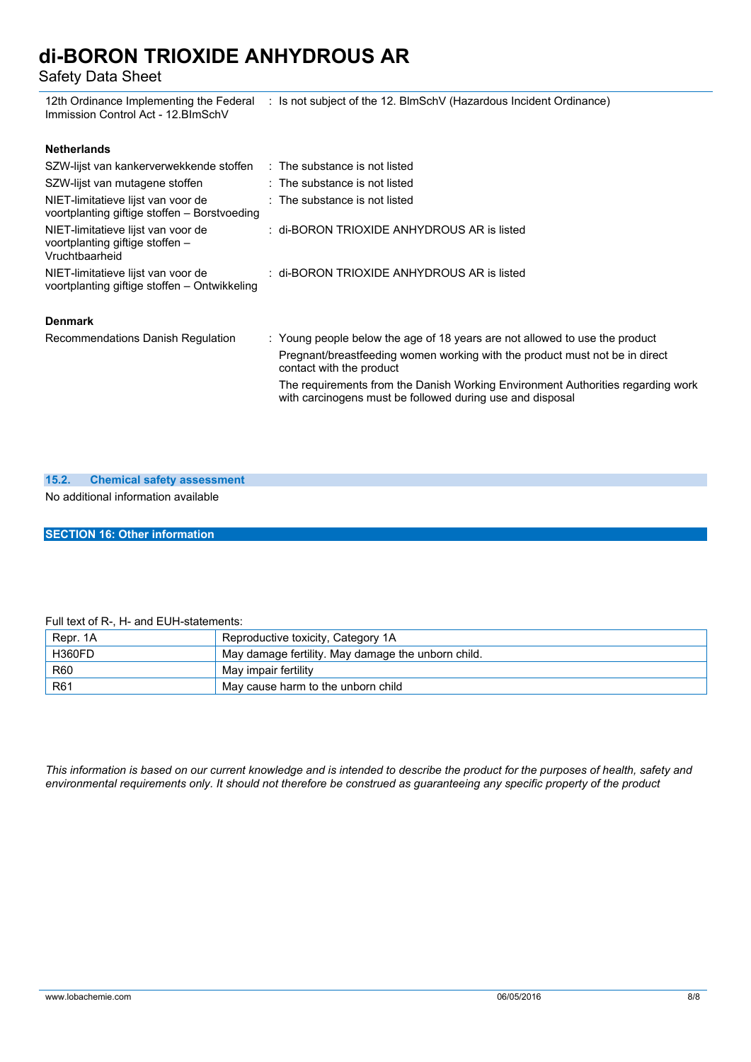| | |
|---|---|
| 12th Ordinance Implementing the Federal Immission Control Act - 12.BImSchV | : Is not subject of the 12. BlmSchV (Hazardous Incident Ordinance) |

**Netherlands**

| | |
|---|---|
| SZW-lijst van kankerverwekkende stoffen | : The substance is not listed |
| SZW-lijst van mutagene stoffen | : The substance is not listed |
| NIET-limitatieve lijst van voor de voortplanting giftige stoffen – Borstvoeding | : The substance is not listed |
| NIET-limitatieve lijst van voor de voortplanting giftige stoffen – Vruchtbaarheid | : di-BORON TRIOXIDE ANHYDROUS AR is listed |
| NIET-limitatieve lijst van voor de voortplanting giftige stoffen – Ontwikkeling | : di-BORON TRIOXIDE ANHYDROUS AR is listed |

**Denmark**

Recommendations Danish Regulation : Young people below the age of 18 years are not allowed to use the product

Pregnant/breastfeeding women working with the product must not be in direct contact with the product

The requirements from the Danish Working Environment Authorities regarding work with carcinogens must be followed during use and disposal

### 15.2. Chemical safety assessment

No additional information available

## SECTION 16: Other information

Full text of R-, H- and EUH-statements:

| | |
|---|---|
| Repr. 1A | Reproductive toxicity, Category 1A |
| H360FD | May damage fertility. May damage the unborn child. |
| R60 | May impair fertility |
| R61 | May cause harm to the unborn child |

*This information is based on our current knowledge and is intended to describe the product for the purposes of health, safety and environmental requirements only. It should not therefore be construed as guaranteeing any specific property of the product*

www.lobachemie.com 06/05/2016